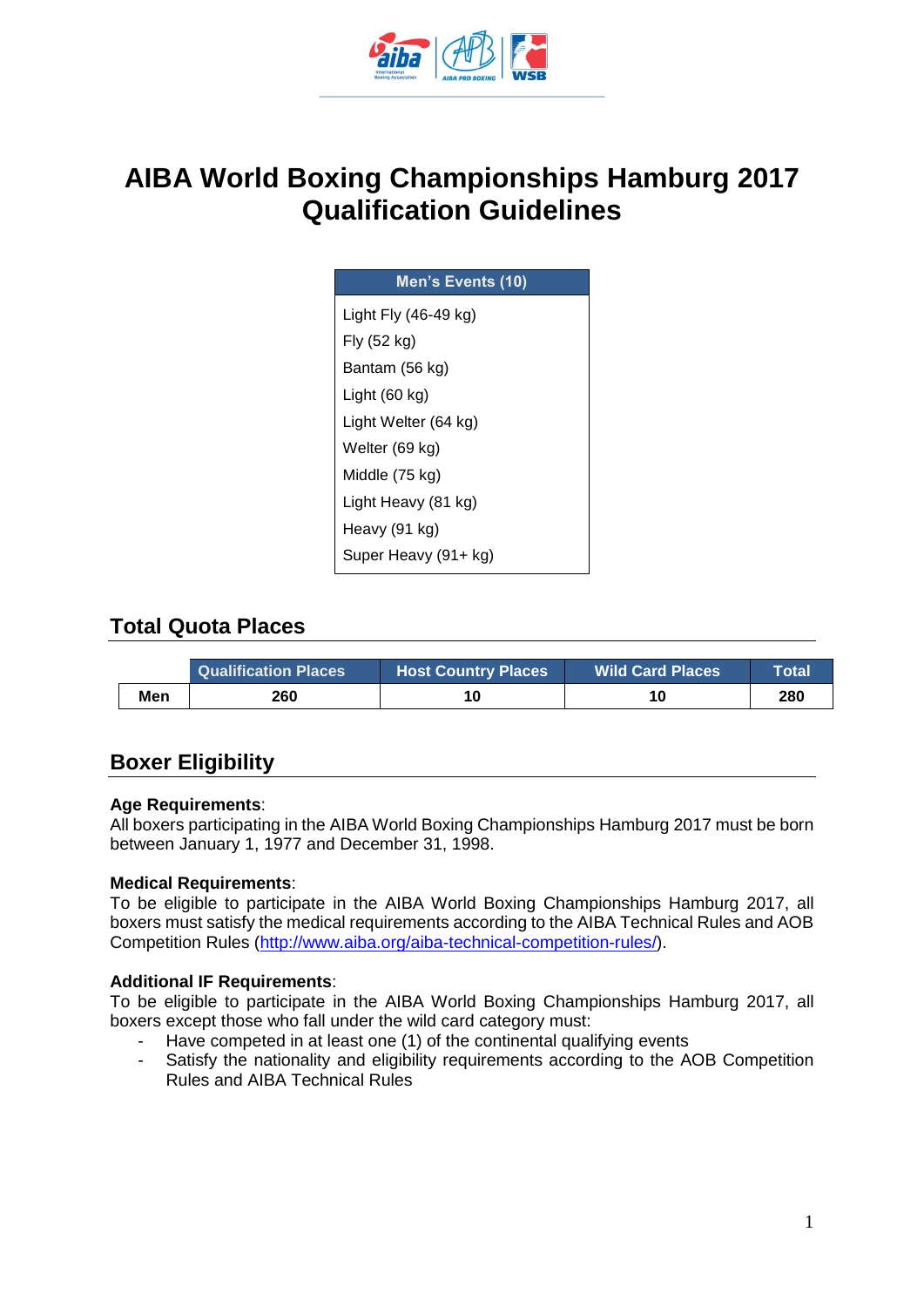# AIBA World Boxing Championships Hamburg 2017 Qualification Guidelines

| Men's Events (10) |
| --- |
| Light Fly (46-49 kg) |
| Fly (52 kg) |
| Bantam (56 kg) |
| Light (60 kg) |
| Light Welter (64 kg) |
| Welter (69 kg) |
| Middle (75 kg) |
| Light Heavy (81 kg) |
| Heavy (91 kg) |
| Super Heavy (91+ kg) |

## Total Quota Places

| | Qualification Places | Host Country Places | Wild Card Places | Total |
| --- | --- | --- | --- | --- |
| **Men** | **260** | **10** | **10** | **280** |

## Boxer Eligibility

**Age Requirements**:
All boxers participating in the AIBA World Boxing Championships Hamburg 2017 must be born between January 1, 1977 and December 31, 1998.

**Medical Requirements**:
To be eligible to participate in the AIBA World Boxing Championships Hamburg 2017, all boxers must satisfy the medical requirements according to the AIBA Technical Rules and AOB Competition Rules (http://www.aiba.org/aiba-technical-competition-rules/).

**Additional IF Requirements**:
To be eligible to participate in the AIBA World Boxing Championships Hamburg 2017, all boxers except those who fall under the wild card category must:

- Have competed in at least one (1) of the continental qualifying events
- Satisfy the nationality and eligibility requirements according to the AOB Competition Rules and AIBA Technical Rules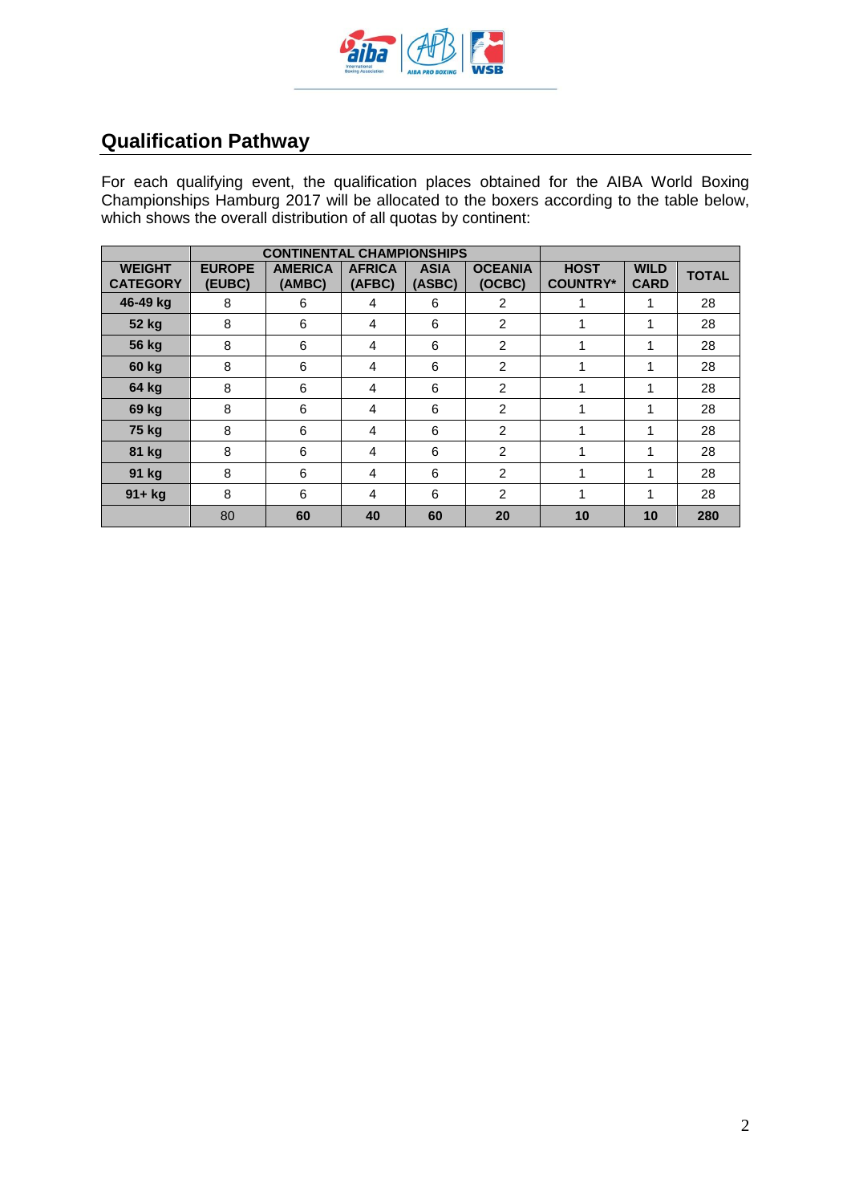## Qualification Pathway

For each qualifying event, the qualification places obtained for the AIBA World Boxing Championships Hamburg 2017 will be allocated to the boxers according to the table below, which shows the overall distribution of all quotas by continent:

| | CONTINENTAL CHAMPIONSHIPS | | | | | | | |
|---|---|---|---|---|---|---|---|---|
| **WEIGHT CATEGORY** | **EUROPE (EUBC)** | **AMERICA (AMBC)** | **AFRICA (AFBC)** | **ASIA (ASBC)** | **OCEANIA (OCBC)** | **HOST COUNTRY*** | **WILD CARD** | **TOTAL** |
| **46-49 kg** | 8 | 6 | 4 | 6 | 2 | 1 | 1 | 28 |
| **52 kg** | 8 | 6 | 4 | 6 | 2 | 1 | 1 | 28 |
| **56 kg** | 8 | 6 | 4 | 6 | 2 | 1 | 1 | 28 |
| **60 kg** | 8 | 6 | 4 | 6 | 2 | 1 | 1 | 28 |
| **64 kg** | 8 | 6 | 4 | 6 | 2 | 1 | 1 | 28 |
| **69 kg** | 8 | 6 | 4 | 6 | 2 | 1 | 1 | 28 |
| **75 kg** | 8 | 6 | 4 | 6 | 2 | 1 | 1 | 28 |
| **81 kg** | 8 | 6 | 4 | 6 | 2 | 1 | 1 | 28 |
| **91 kg** | 8 | 6 | 4 | 6 | 2 | 1 | 1 | 28 |
| **91+ kg** | 8 | 6 | 4 | 6 | 2 | 1 | 1 | 28 |
| | 80 | **60** | **40** | **60** | **20** | **10** | **10** | **280** |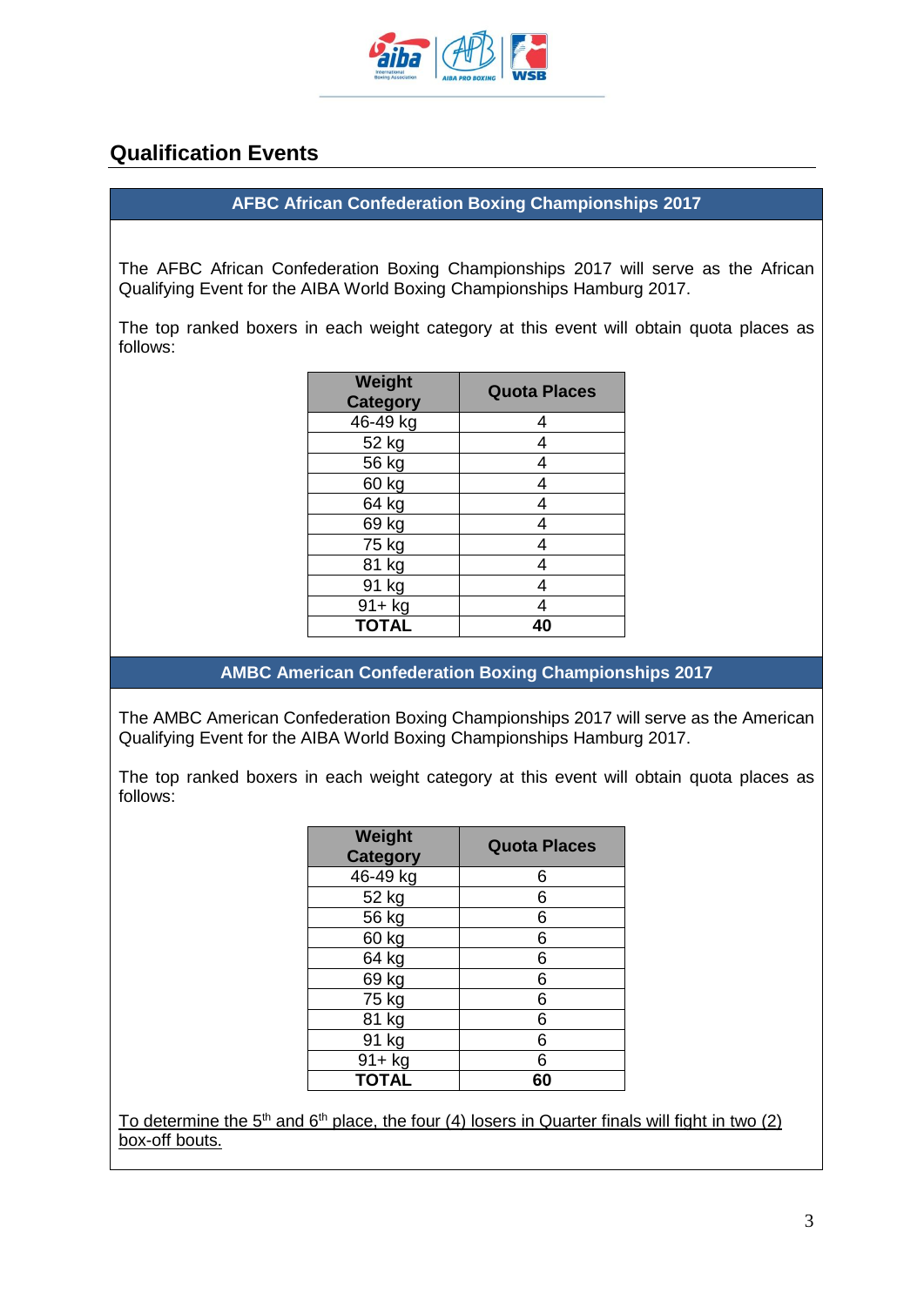## Qualification Events

### AFBC African Confederation Boxing Championships 2017

The AFBC African Confederation Boxing Championships 2017 will serve as the African Qualifying Event for the AIBA World Boxing Championships Hamburg 2017.

The top ranked boxers in each weight category at this event will obtain quota places as follows:

| Weight Category | Quota Places |
|---|---|
| 46-49 kg | 4 |
| 52 kg | 4 |
| 56 kg | 4 |
| 60 kg | 4 |
| 64 kg | 4 |
| 69 kg | 4 |
| 75 kg | 4 |
| 81 kg | 4 |
| 91 kg | 4 |
| 91+ kg | 4 |
| **TOTAL** | **40** |

### AMBC American Confederation Boxing Championships 2017

The AMBC American Confederation Boxing Championships 2017 will serve as the American Qualifying Event for the AIBA World Boxing Championships Hamburg 2017.

The top ranked boxers in each weight category at this event will obtain quota places as follows:

| Weight Category | Quota Places |
|---|---|
| 46-49 kg | 6 |
| 52 kg | 6 |
| 56 kg | 6 |
| 60 kg | 6 |
| 64 kg | 6 |
| 69 kg | 6 |
| 75 kg | 6 |
| 81 kg | 6 |
| 91 kg | 6 |
| 91+ kg | 6 |
| **TOTAL** | **60** |

To determine the 5th and 6th place, the four (4) losers in Quarter finals will fight in two (2) box-off bouts.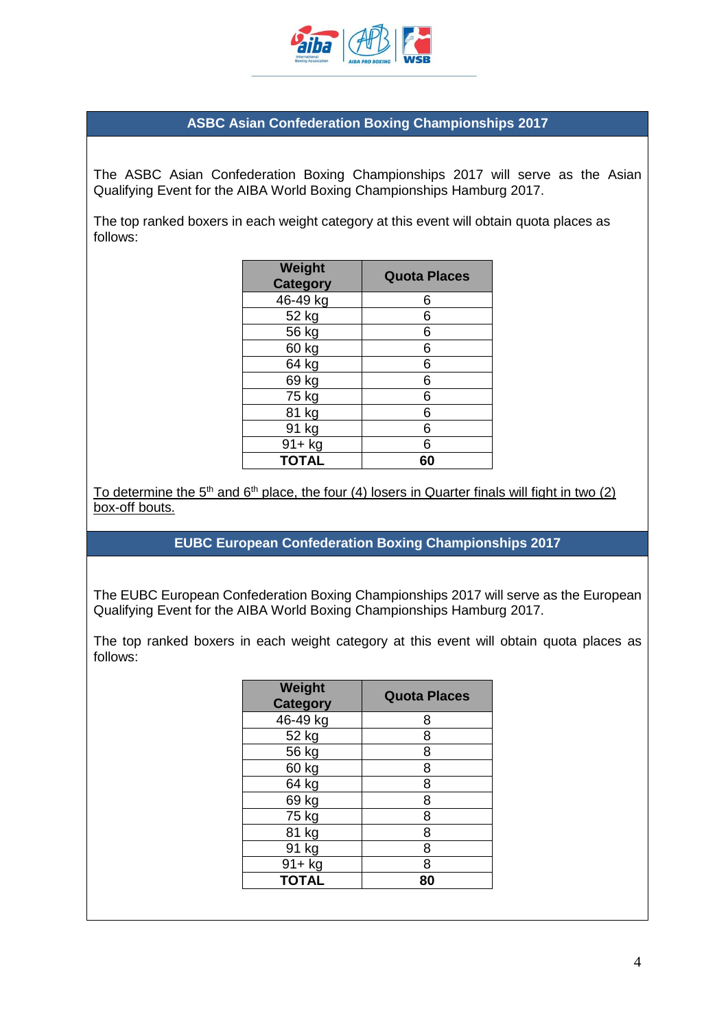## ASBC Asian Confederation Boxing Championships 2017

The ASBC Asian Confederation Boxing Championships 2017 will serve as the Asian Qualifying Event for the AIBA World Boxing Championships Hamburg 2017.

The top ranked boxers in each weight category at this event will obtain quota places as follows:

| Weight Category | Quota Places |
|---|---|
| 46-49 kg | 6 |
| 52 kg | 6 |
| 56 kg | 6 |
| 60 kg | 6 |
| 64 kg | 6 |
| 69 kg | 6 |
| 75 kg | 6 |
| 81 kg | 6 |
| 91 kg | 6 |
| 91+ kg | 6 |
| **TOTAL** | **60** |

To determine the 5th and 6th place, the four (4) losers in Quarter finals will fight in two (2) box-off bouts.

## EUBC European Confederation Boxing Championships 2017

The EUBC European Confederation Boxing Championships 2017 will serve as the European Qualifying Event for the AIBA World Boxing Championships Hamburg 2017.

The top ranked boxers in each weight category at this event will obtain quota places as follows:

| Weight Category | Quota Places |
|---|---|
| 46-49 kg | 8 |
| 52 kg | 8 |
| 56 kg | 8 |
| 60 kg | 8 |
| 64 kg | 8 |
| 69 kg | 8 |
| 75 kg | 8 |
| 81 kg | 8 |
| 91 kg | 8 |
| 91+ kg | 8 |
| **TOTAL** | **80** |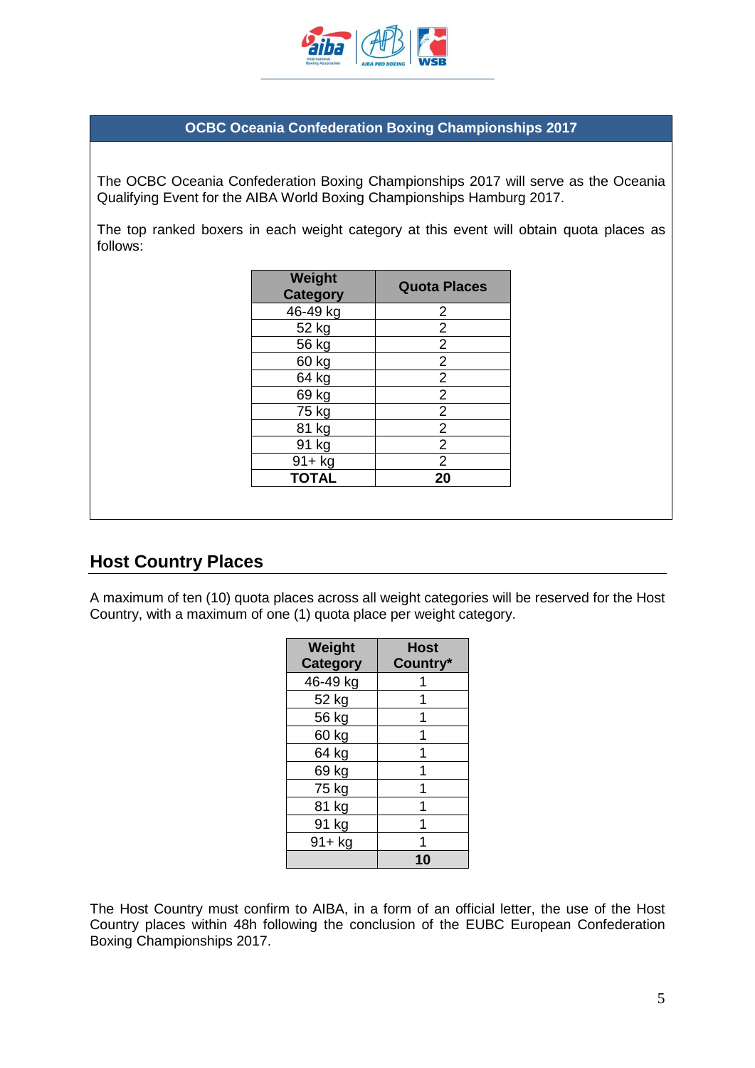**OCBC Oceania Confederation Boxing Championships 2017**

The OCBC Oceania Confederation Boxing Championships 2017 will serve as the Oceania Qualifying Event for the AIBA World Boxing Championships Hamburg 2017.

The top ranked boxers in each weight category at this event will obtain quota places as follows:

| Weight Category | Quota Places |
|---|---|
| 46-49 kg | 2 |
| 52 kg | 2 |
| 56 kg | 2 |
| 60 kg | 2 |
| 64 kg | 2 |
| 69 kg | 2 |
| 75 kg | 2 |
| 81 kg | 2 |
| 91 kg | 2 |
| 91+ kg | 2 |
| **TOTAL** | **20** |

## Host Country Places

A maximum of ten (10) quota places across all weight categories will be reserved for the Host Country, with a maximum of one (1) quota place per weight category.

| Weight Category | Host Country* |
|---|---|
| 46-49 kg | 1 |
| 52 kg | 1 |
| 56 kg | 1 |
| 60 kg | 1 |
| 64 kg | 1 |
| 69 kg | 1 |
| 75 kg | 1 |
| 81 kg | 1 |
| 91 kg | 1 |
| 91+ kg | 1 |
| | **10** |

The Host Country must confirm to AIBA, in a form of an official letter, the use of the Host Country places within 48h following the conclusion of the EUBC European Confederation Boxing Championships 2017.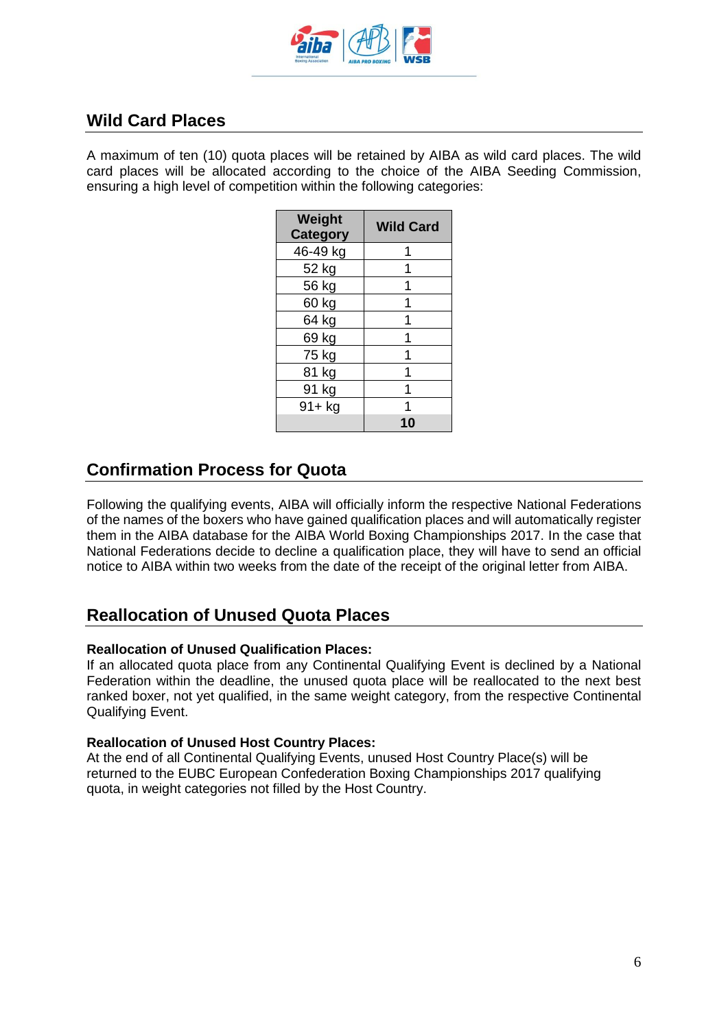## Wild Card Places

A maximum of ten (10) quota places will be retained by AIBA as wild card places. The wild card places will be allocated according to the choice of the AIBA Seeding Commission, ensuring a high level of competition within the following categories:

| Weight Category | Wild Card |
|---|---|
| 46-49 kg | 1 |
| 52 kg | 1 |
| 56 kg | 1 |
| 60 kg | 1 |
| 64 kg | 1 |
| 69 kg | 1 |
| 75 kg | 1 |
| 81 kg | 1 |
| 91 kg | 1 |
| 91+ kg | 1 |
| | **10** |

## Confirmation Process for Quota

Following the qualifying events, AIBA will officially inform the respective National Federations of the names of the boxers who have gained qualification places and will automatically register them in the AIBA database for the AIBA World Boxing Championships 2017. In the case that National Federations decide to decline a qualification place, they will have to send an official notice to AIBA within two weeks from the date of the receipt of the original letter from AIBA.

## Reallocation of Unused Quota Places

**Reallocation of Unused Qualification Places:**
If an allocated quota place from any Continental Qualifying Event is declined by a National Federation within the deadline, the unused quota place will be reallocated to the next best ranked boxer, not yet qualified, in the same weight category, from the respective Continental Qualifying Event.

**Reallocation of Unused Host Country Places:**
At the end of all Continental Qualifying Events, unused Host Country Place(s) will be returned to the EUBC European Confederation Boxing Championships 2017 qualifying quota, in weight categories not filled by the Host Country.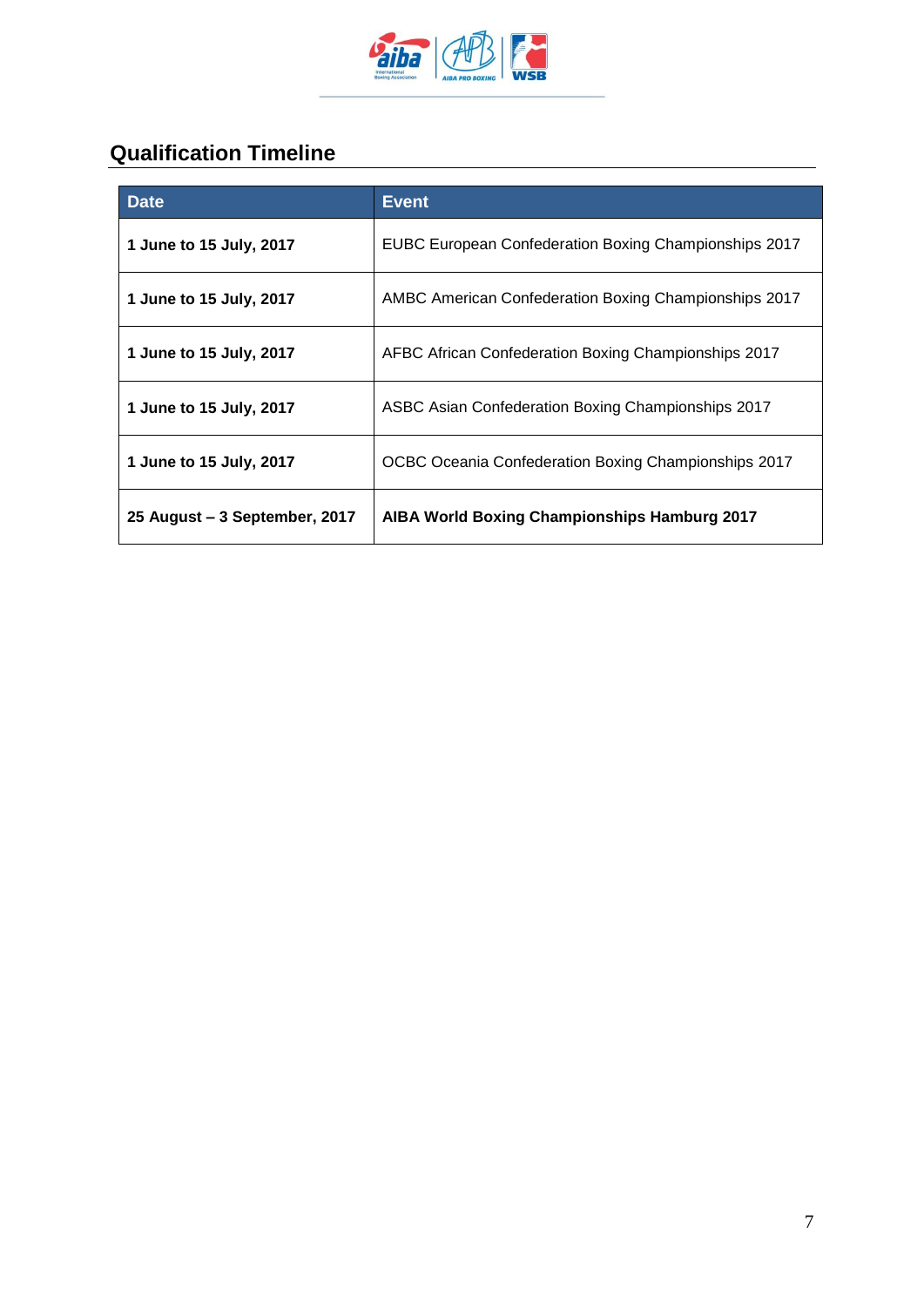## Qualification Timeline

| Date | Event |
|---|---|
| **1 June to 15 July, 2017** | EUBC European Confederation Boxing Championships 2017 |
| **1 June to 15 July, 2017** | AMBC American Confederation Boxing Championships 2017 |
| **1 June to 15 July, 2017** | AFBC African Confederation Boxing Championships 2017 |
| **1 June to 15 July, 2017** | ASBC Asian Confederation Boxing Championships 2017 |
| **1 June to 15 July, 2017** | OCBC Oceania Confederation Boxing Championships 2017 |
| **25 August – 3 September, 2017** | **AIBA World Boxing Championships Hamburg 2017** |